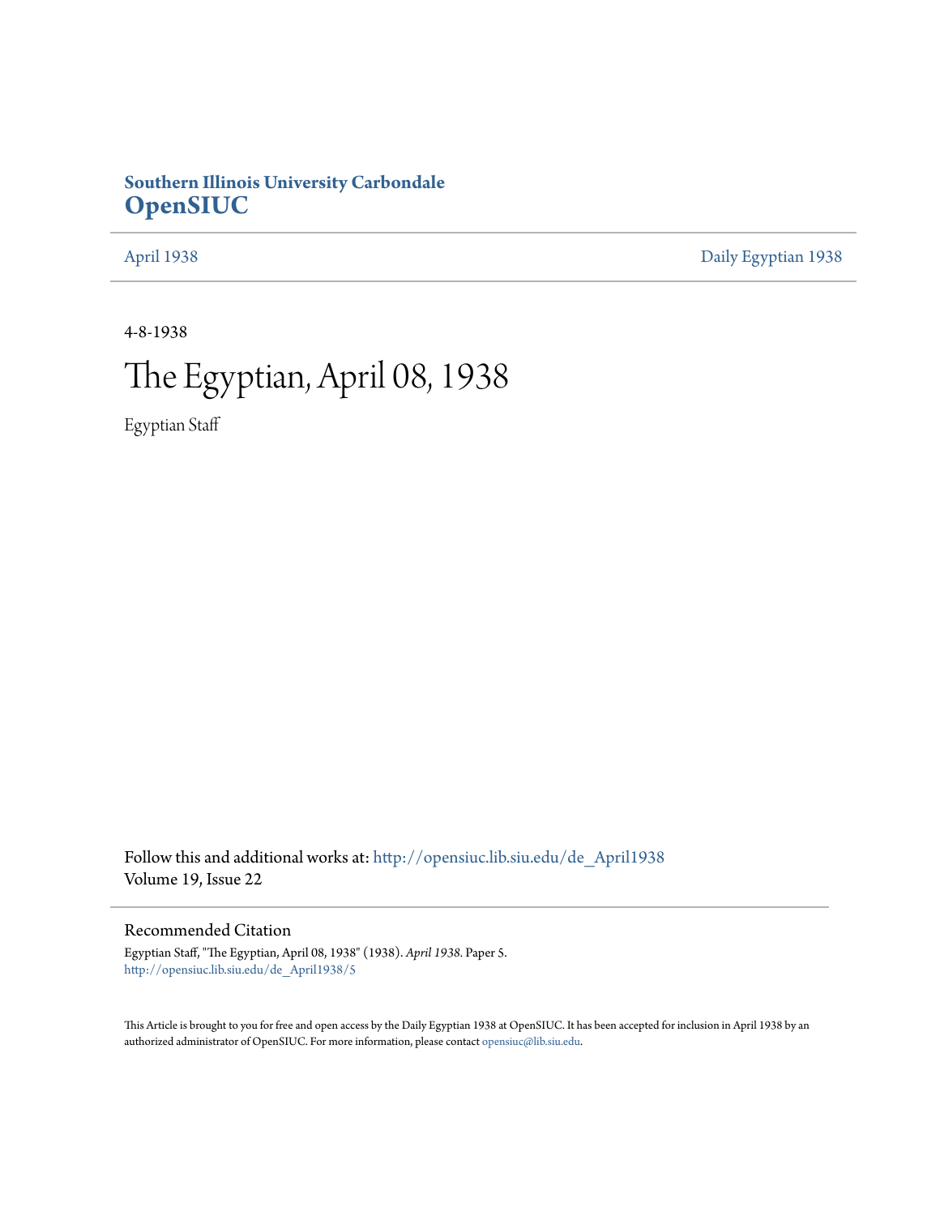**Southern Illinois University Carbondale**
**OpenSIUC**

April 1938 | Daily Egyptian 1938

4-8-1938

# The Egyptian, April 08, 1938

Egyptian Staff

Follow this and additional works at: http://opensiuc.lib.siu.edu/de_April1938
Volume 19, Issue 22

## Recommended Citation

Egyptian Staff, "The Egyptian, April 08, 1938" (1938). *April 1938.* Paper 5.
http://opensiuc.lib.siu.edu/de_April1938/5

This Article is brought to you for free and open access by the Daily Egyptian 1938 at OpenSIUC. It has been accepted for inclusion in April 1938 by an authorized administrator of OpenSIUC. For more information, please contact opensiuc@lib.siu.edu.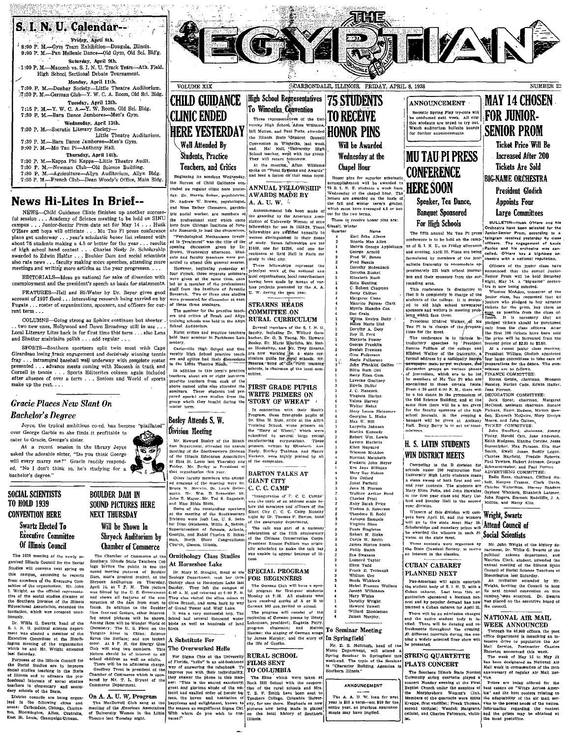# THE EGYPTIAN

VOLUME XIX — CARBONDALE, ILLINOIS, FRIDAY, APRIL 8, 1938 — NUMBER 22

## S. I. N. U. Calendar--

**Friday, April 8th.**

8:00 P. M.—Gym Team Exhibition—Dongola, Illinois.
9:00 P. M.—Pan Hellenic Dance—Old Gym, Old Sci. Bld'g.

**Saturday, April 9th.**

1:00 P. M.—Macomb vs. S. I. N. U. Track Team—Ath. Field. High School Sectional Debate Tournament.

**Monday, April 11th.**

7:00 P. M.—Dunbar Society—Little Theatre Auditorium.
7:30 P. M.—German Club—Y. W. C. A. Room, Old Sci. Bldg.

**Tuesday, April 12th.**

7:15 P. M.—Y. W. C. A.—Y. W. Room, Old Sci. Bldg.
7:30 P. M.—Barn Dance Jamboree—Men's Gym.

**Wednesday, April 13th.**

7:30 P. M.—Socratic Literary Society—Little Theatre Auditorium.
7:30 P. M.—Barn Dance Jamboree—Men's Gym.
9:00 P. M.—Mu Tau Pi—Anthony Hall.

**Thursday, April 14th.**

7:30 P. M.—Kappa Phi Kappa—Little Theatre Audit.
7:30 P. M.—Newman Club—Old Science Building.
7:30 P. M.—Agriculture—Allyn Auditorium, Allyn Bldg.
7:30 P. M.—French Club—Dean Woody's Office, Main Bldg.

## News Hi-Lites In Brief--

NEWS—Child Guidance Clinic finishes up another successful session . . . Academy of Science meeting to be held on SINU campus . . . Junior-Senior Prom date set for May 14 . . . Husk O'Hare and boys will officiate . . . Mu Tau Pi press conference plans get underway . . . year's scholastic honor list released with about 75 students making a 4.5 or better for the year . . . results of high school band contest . . . Charles Neely Jr. Scholarship awarded to Edwin Halfar . . . Boulder Dam and social scientists also rate news . . . faculty making more speeches, attending more meetings and writing more articles as the year progresses. . . .

EDITORIALS—Ideas go national for sake of diversion with unemployment and the president's speech as basis for statements.

FEATURES—Hell and Hi-Water by Dr. Beyer gives good account of 1937 flood . . . interesting research being carried on by Fugate . . . roster of organizations, sponsors, and officers for current term . . .

COLUMNS—Going strong as Sphinx continues but shorter . . . two new ones, Hollywood and Down Broadway still in use . . . Local Literary Lites back in for first time this term . . . also Lens and Shutter maintains polish . . . add regular . . .

SPORTS—Southern sportsers split twin meet with Cape Girardeau losing track engagement and decisively winning tennis fray . . . intramural baseball well underway with complete roster presented . . . advance meets coming with Macomb in track and Cornell in tennis . . . Sports Editorites column again included after absence of over a term . . . Seniors and World of sports make up the rest. . . .

## *Gracie Places New Slant On Bachelor's Degree*

Joyce, the typical ambitious co-ed, has become "pixillated" over George Garble so she finds it profitable to cater to Gracie, George's sister.

At a recent session in the library Joyce asked the adorable sister, "Do you think George will every marry me?" Gracie readily responded, "No I don't think so, he's studying for a bachelor's degree."

## SOCIAL SCIENTISTS TO HOLD 1939 CONVENTION HERE

### Swartz Elected To Executive Committee Of Illinois Council

The 1939 meeting of the newly organized Illinois Council for the Social Studies will convene next spring on this campus, according to reports from members of the Executive Committee of the organization. Mr. John I. Wright, as the official representative of the social studies division of the Southern Division of the Illinois Educational Association, extended the invitation, which was accepted unanimously.

Dr. Willis G. Swartz, head of the S. I. N. U. political science department was elected a member of the Executive Committee at the Bloomington meeting of the organization which he and Mr. Wright attended last Saturday.

Purposes of the Illinois Council for the Social Studies are to improve social studies teaching in the State of Illinois and to advance the professional interests of social studies teachers in elementary and secondary schools of the State.

District councils are being organized in the following cities and areas: Carbondale, Chicago, Charleston, Bloomington, Alton, Centralia, East St. Louis, Champaign-Urbana.

## BOULDER DAM IN SOUND PICTURES HERE NEXT THURSDAY

### Will be Shown In Shryock Auditorium by Chamber of Commerce

The Chamber of Commerce of the Southern Illinois State Teachers College invites the public to see the sound moving pictures of Boulder Dam, man's greatest project, at the Shryock Auditorium on Thursday, April 14, at 7 P. M. This picture was filmed by the U. S. Government and shows all features of the construction of the dam from start to finish. In addition to the Boulder Dam four-reel feature, other interesting sound pictures will be shown. Among them will be Wonder World of Chemistry; The U. S. Fleet on the Yangtze River in China; Science Saves the Surface; and one technicolor. At 8 P. M. the Energy Glee Club will sing two numbers. This picture should be of interest to all school children as well as adults.

There will be no admission charge.

Geoffrey Trout is president of the Chamber of Commerce which is sponsored by Mr. T. L. Bryant of the Commerce Department.

## On A. A. U. W. Program

The MacDowell Club sang at the meeting of the American Association of University Women in the Little Theatre last Tuesday night.

## CHILD GUIDANCE CLINIC ENDED HERE YESTERDAY

### Well Attended By Students, Practice Teachers, and Critics

Beginning its sessions Wednesday, the Bureau of Child Guidance concluded its regular clinic here yesterday. Dr. Marvin Sukov, psychiatrist, Dr. Andrew W. Brown, psychologist, and Miss Esther Clemence, psychiatric social worker, are members of the professional staff which came here from Chicago Institute of Juvenile Research to lead the discussions.

"Psychological Mechanisms Involved in Treatment" was the title of the opening discussion given by Dr. Brown, Wednesday afternoon. Students and faculty members were permitted to attend this general session.

However, beginning yesterday at four o'clock, three separate seminars were given at the same time, each led by a member of the professional staff from the Institute of Juvenile Research. Two or three case studies were presented for discussion at each of these three seminars.

The seminar for the practice teachers and critics of Brush and Allyn training schools was held in the Allyn School Auditorium.

Rural critics and practice teachers held their seminar in Parkinson Laboratory.

Carterville High School and University High School practice teachers and critics had their discussions in the Little Theatre Room.

In addition to this term's practice teachers, about six or eight last-term practice teachers from each of the above named units also attended the seminars. These students had prepared special case studies from the group which they taught during the winter term.

## Bosley Attends S. W. Division Meeting

Mr. Howard Bosley of the Education Department, took part in the annual meeting of the Southwestern Division of the Illinois Education Association at East St. Louis last Thursday and Friday. Mr. Bosley is President of that organization this year.

Other faculty members who attended sessions of the meeting were Dr. Bruce W. Merwin, Dr. Louis Gellermann, Mr. Wm. B. Schneider, Dr. John R. Mayor, Mr. Ted R. Ragsdale, and Miss Hilda Stein.

Some of the outstanding speakers at the meeting of the Southwestern Division were Josh Lee, U. S. Senator from Oklahoma, Willis A. Sutton, Superintendent of Schools, Atlanta, Georgia, and Rabbi Charles E. Schulman, North Shore Congregational Church, Glencoe, Illinois.

## Ornithology Class Studies At Horseshoe Lake

Dr. Mary M. Steagall, head of the Zoology Department, took her Ornithology class to Horseshoe Lake last Sunday. They left the campus at 6:00 A. M. and returned at 6:00 P. M. They also visited the silica mines at Olive Branch, and came back by way of Grand Tower and Wolf Lake.

It was a very successful trip. The island had several thousand water birds as well as hundreds of land birds.

## A Substitute For The Overworked Hello

For Sigma Chis at the University of Florida, "hello" is an old-fashioned way of answering the telephone. To impress you with their individuality, they answer the phone in this manner: 'This is the sacred sanctuary, great and glorious abode of the eminent and exalted order of heroic human, the haven and habitation of happiness and enlightenment, known to the masses as magnificent Sigma Chi. With whom do you wish to converse?'

## High School Representatives To Winnetka Convention

Three representatives of the University High School, Afton Williams, Bill Mottes, and Paul Potts, attended the Illinois State Student Council Convention in Winnetka, last week end. Hal Hall, University High School teacher, went with the group. They will return tomorrow.

At the meeting, Afton Williams spoke on "Point Systems and Awards" and lead a forum on that same topic.

## ANNUAL FELLOWSHIP AWARDS MADE BY A. A. U. W.

Announcement has been made of the granting by the American Association of University Women of nine fellowships for use in 1938-39. These fellowships are awarded annually to women distinguished in their fields of study. Seven fellowships are for $1600, one for $1200, and one for residence at Reid Hall in Paris for study in that city.

These fellowships represent the principal work of the national and local organizations, local contributions having been made by means of various projects promoted by the A. A. U. W. during the past year.

## STEARNS HEADS COMMITTEE ON RURAL CURRICULUM

Several members of the S. I. N. U. faculty, including Dr. Willard Gersbacher, Dr. O. B. Young, Mr. Howard Bosley, Dr. Marie Ehrichs, Mr. Renzo Muckelroy, and Mr. Troy Stearns are now working on a state curriculum guide for rural schools. Mr. Stearns, head of the rural training schools, is chairman of the local committee.

## FIRST GRADE PUPILS WRITE PRIMERS ON 'STORY OF WHEAT'

In connection with their Health Program, three first-grade pupils of Dr. Sina M. Mott, critic at the Allyn Training School, wrote primers on the "Story of Wheat," which were submitted to several large cereal manufacturing corporations. These primers, written by Elizabeth Ann Neely, Shirley Thalman, and Nancy Neckers, were highly praised by all of the companies.

## BARTON TALKS AT GIANT CITY C. C. C. CAMP

"Inauguration of C. C. C. Camps" was the topic of an address made before the members and officers of the Giant City C. C. C. Camp Monday night by Dr. Thomas F. Barton, head of the geography department.

The talk was part of a national celebration of the fifth anniversary of the Citizens Conservation Corps. President Roscoe Pulliam was originally scheduled to make the talk but was unable to appear because of illness.

## SPECIAL PROGRAM FOR BEGINNERS

The German Club will have a special program for first-year students Monday at 7:30. All students who have received marks of A or B in German 103 are invited to attend.

The program will consist of the recitation of German poems by Henry Lohrmann, president; Eugenia Petry, program chairman; and Melvin Hester; the singing of German songs by James Murphy; and the story of the life of Goethe.

## RURAL SCHOOL FILMS SENT TO COLUMBIA

The films which were taken at Rock Hill School with the cooperation of the rural schools of the University, and Mrs. T. B. F. Smith have been sent to Teachers College, Columbia University, for use there. Emphasis on new pictures now being made is placed on the local history of Southern Illinois.

## 75 STUDENTS TO RECEIVE HONOR PINS

### Will be Awarded Wednesday at the Chapel Hour

Honor pins for superior scholastic accomplishment will be awarded to 75 S. I. N. U. students a week from Wednesday at the chapel hour. The letters are awarded on the basis of the fall and winter term's grades, which must have averaged 4.5 or better for the two terms.

Those to receive honor pins are:

| Classif. Winter Quarter | Name |
|---|---|
| 4 | Earl John Albers |
| 4 | Bonnie Mae Allen |
| 4 | Melvin George Applebaum |
| 4 | George Arnold |
| 2 | Fred W. Banes |
| 2 | Fred Basalo |
| 2 | Dorothy Bodenbach |
| 2 | Dorotha Bosket |
| 3 | Elizabeth Snell |
| 1 | Kate Bunting |
| 4 | C. Robert Chapman |
| 2 | Betty Chilton |
| 2 | Margaret Crane |
| 4 | Maurice Palmer Clark |
| 1 | Myrtle Blanche Cox |
| 4 | Sue Crain |
| 1 | Wilma Evelyn Daily |
| 1 | Helen Marie Dial |
| 2 | Dorothy A. Doty |
| 2 | Roy H. Ford |
| 1 | Marjorie Foster |
| 4 | George Franklin |
| 2 | Beulah Freeman |
| 2 | Glen Fulkerson |
| 1 | Merle Fulkerson |
| 1 | John Franklin Gaines |
| 3 | Billie Ruth Gill |
| 2 | Betty Ellen Gum |
| 1 | Laverne Gualtney |
| 4 | Edwin Halfar |
| 3 | J. C. Hancock |
| 1 | Virginia Harlan |
| 4 | Velma Harvey |
| 3 | Walter Heinz |
| 1 | Mary Leona Heinzman |
| 2 | Georgina L. Hicks |
| 4 | Max W. Hill |
| 1 | Lucretia Johnson |
| 3 | Martha Kennedy |
| 3 | Robert Wm. Lewis |
| 2 | Lavern Marietta |
| 3 | Ellen Maynard |
| 3 | Winston McAdoo |
| 2 | Norman Meinkoth |
| 2 | Frederic John Meyer |
| 1 | Eva Jane Milligan |
| 3 | Mary Sue Nelson |
| 4 | Eva Oxford |
| 3 | Janet Perfetti |
| 1 | Jean M. Pierson |
| 3 | Wallace Arthur Pond |
| 2 | Charles Pratt |
| 2 | Ruby Sarah Price |
| 1 | Thelma S. Roberson |
| 2 | Theodore E. Rodd |
| 2 | Autumn Samuels |
| 3 | Virginia Sims |
| 2 | Paula Singleton |
| 2 | Robert M. Sinks |
| 2 | Curtis W. Smith |
| 1 | James Morton Smith |
| 4 | Philip Smith |
| 3 | Sue Swanson |
| 2 | Leonard Taylor |
| 2 | Ellen Todd |
| 2 | Frank R. Trobaugh |
| 3 | William Ure |
| 3 | Neola Whitlock |
| 1 | Mabel Frances Wallace |
| 4 | Joseph Wilkinson |
| 2 | Mary Winks |
| 2 | Dorothy Wright |
| 2 | Howard Yowell |
| 1 | Willard Zinkleman |
| 4 | James Murphy. |

## To Seminar Meeting In Springfield

Mr. D. S. McIntosh, head of the Music Department, will attend a Spring Seminar in Springfield this week-end. The topic of the Seminar is "Character Building Agencies in Southern Illinois."

## ANNOUNCEMENT

The A. A. U. W. loan for next year is $50 a term—not $50 for the entire year, as previous announcements may have implied.

## ANNOUNCEMENT

Socratic Spring Play try-outs will be conducted next week. All eligible students are urged to try out. Watch auditorium bulletin boards for further announcements.

## MU TAU PI PRESS CONFERENCE HERE SOON

### Speaker, Tea Dance, Banquet Sponsored For High Schools

The fifth annual Mu Tau Pi press conference is to be held on the campus of S. I. N. U., on Friday afternoon and evening, April 22. Plans are being formulated by members of the journalistic fraternity to accomodate approximately 225 high school journalists and their sponsors from the surrounding area.

This conference is distinctive in that it is completely in charge of the students of the college. It is designed to aid high school newspaper sponsors and writers in meeting problems which face them.

President Mildred Walker, of Mu Tau Pi is in charge of the preparations for the meet.

The conference is to include introductory speeches by President Roscoe Pulliam of the college and Mildred Walker of the fraternity, a formal address by a nationally known newspaper man as yet unchosen, and discussion groups on various phases of journalism, which are to be led by members of Mu Tau Pi who are specialized in these certain fields. From 4:30 until 6:00 P. M., there will be a tea dance in the gymnasium of the Old Science Building, and at the same time there will be a tea given for the faculty sponsors of the high school journals. In the evening a banquet will be given at Anthony Hall. Betty Berry is to act as toastmistress.

## H. S. LATIN STUDENTS WIN DISTRICT MEETS

Competing in the B division for schools under 200 registration four University High Latin students made a clean sweep of both first and second year contests. The students are Mary Ellen Potts, and John Hawkins in the first year class and Mary Colbert and Stanley Hall in the second year division.

Winners of this division will compete here April 16, and the winners will go to the state meet May 16. Scholarships and monetary prizes will be awarded the winners in each division at the state meet.

These contests were organized by the State Classical Society, to revive an interest in the classics.

## CUBAN CABARET PLANNED NEXT

Pan-American will again entertain the student body of S. I. N. U. with a Cuban cabaret. Last term this organization sponsored a Mexican cabaret and by popular demand has now planned a Cuban cabaret for April 21.

There will be no admission charged and the entire student body is invited. There will be dancing and refreshments throughout the evening. At different intervals during the evening a widely selected floor show will be presented.

## STRING QUARTETTE PLAYS CONCERT

The Southern Illinois State Normal University string quartette played a concert Monday evening at the First Baptist Church under the auspices of the Murphysboro Women's Club. Members of the quartette were Edith Krappe, first violinist; Frank Thomas, second violinist; Wendell Margrave, cellist; and Charles Patterson, violist.

## MAY 14 CHOSEN FOR JUNIOR-SENIOR PROM

### Ticket Price Will Be Increased After 200 Tickets Are Sold

## BIG-NAME ORCHESTRA

### President Glodich Appoints Four Large Committees

BULLETIN—Husk O'Hare and his Orchestra have been selected for the Junior-Senior Prom, according to a telegram received yesterday by class officers. The engagement of Louis Panico and his orchestra was cancelled. O'Hare has a big-name orchestra with a national reputation.

Officers of the junior class have announced that the annual Junior-Senior Prom will be held Saturday night, May 14. A "big-name" orchestra is now being selected.

Winston McAdoo, treasurer of the junior class, has requested that all juniors who pledged to buy advance tickets for the prom, buy them as soon as possible from the class officers. It is necessary that all pledged tickets should be purchased only from the class officers. After the first 200 tickets have been sold the price will be increased from the present price of $2.00 to $2.50.

At a recent junior class meeting, President William Glodich appointed four large committees to take care of preparations for the dance. The committees are as follows.

FINANCE COMMITTEE:

Emma Getzie, chairman, Bronson Bassler, Harian Cade, Edwin Halfar, Jean Pierson.

DECORATION COMMITTEE:

Jack Spear, chairman, Margaret McCleod, assistant chairman, Ronald Pickard, Henri Hudson, Mirlam Bowden, Kenneth McGuire, Mary Evelyn Moore, and John Gaines.

TICKET COMMITTEE:

John Swofford, chairman, Jimmy Finley, Harold Catt, Jane Anderson, Edith Rodgers, Maxine Corzine, Jesse Stonecipher, Max Pranoes, Ella Mae Smith, Ewell Jones, Buddy Logan, Charles Mayfield, Freddie Roberts, Paul Townes, Hubert Johnson, George Schwartzbauer, and Paul Porrett.

ADVERTISING COMMITTEE:

Rollo Ross, chairman, Clifford Hubelt, Kenyon Cramer, Clark Davis, Charles Waterman, Harvey Sanders, Gaylord Whitlock, Elizabeth Latimer, John Rogers, Emmett Radcliffe, J. A. Mifflin, and Harry Klie.

## Wright, Swartz Attend Council of Social Scientists

Mr. John Wright of the history department, Dr. Willis G. Swartz of the political science department, and Maurice Clark, student, attended the annual meeting of the Illinois State Council of Social Science Teachers at Bloomington last Saturday.

An invitation extended by Mr. Wright, inviting the Council to hold its next annual convention on this campus, was accepted. Dr. Swartz was placed on the executive board of the council.

## NATIONAL AIR MAIL WEEK ANNOUNCED

Through its 45,000 offices, the post office department is launching an intensive drive to popularize the Air Mail Service, Postmaster Charles Etherton announced this week.

The week of May 15 to May 21 has been designated as National Air Mail week in commemoration of the 20th anniversary of regular Air Mail Service.

Prizes are being offered for the best essays on "Wings Across America" and the best posters relating to the adaptability of the air mail service to the postal needs of the nation. Information regarding the contest and the prizes may be obtained at the local postoffice.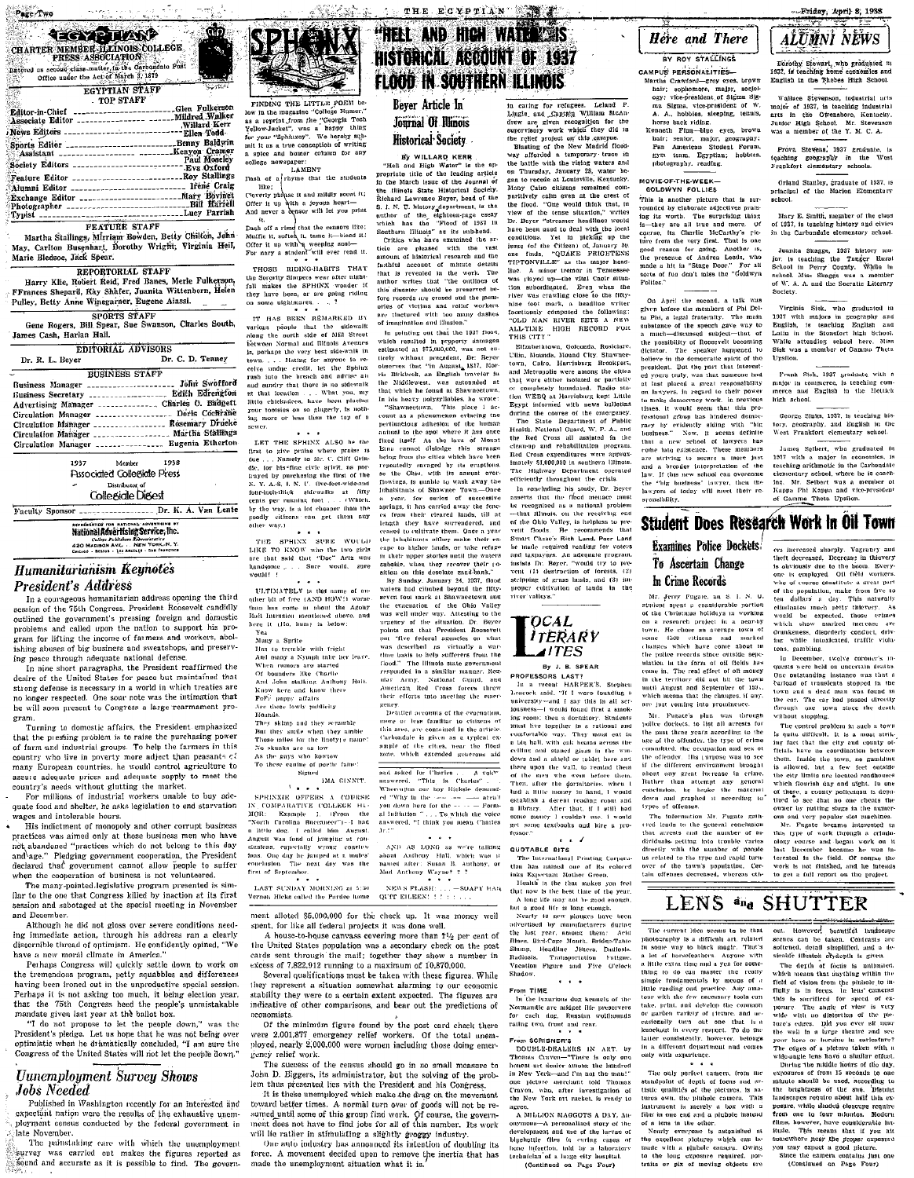# EGYPTIAN

CHARTER MEMBER ILLINOIS COLLEGE PRESS ASSOCIATION

Entered as second class matter in the Carbondale Post Office under the Act of March 3, 1879

## EGYPTIAN STAFF

### TOP STAFF

Editor-in-Chief ............ Glen Fulkerson
Associate Editor ............ Mildred Walker
News Editors ............ Willard Kerr, Ellen Todd
Sports Editor ............ Benny Baldwin
Assistant ............ Kenyon Cramer, Paul Moseley
Society Editors ............ Eva Oxford
Feature Editor ............ Roy Stallings
Alumni Editor ............ Irene Craig
Exchange Editor ............ Mary Bovinet
Photographer ............ Bill Harrell
Typist ............ Lucy Parrish

### FEATURE STAFF

Martha Stallings, Mirriam Bowden, Betty Chilton, John May, Carlton Busenhart, Dorothy Wright, Virginia Heil, Marie Bledsoe, Jack Spear.

### REPORTORIAL STAFF

Harry Klie, Robert Reid, Fred Banes, Merle Fulkerson, FFrances Shepard, Kay Shafer, Juanita Wittenborn, Helen Pulley, Betty Anne Winegarner, Eugene Aiassi.

### SPORTS STAFF

Gene Rogers, Bill Spear, Sue Swanson, Charles South, James Cash, Harlan Hall.

### EDITORIAL ADVISORS

Dr. R. L. Beyer ............ Dr. C. D. Tenney

### BUSINESS STAFF

Business Manager ............ John Swofford
Business Secretary ............ Edith Edrengton
Advertising Manager ............ Charles O. Badgett
Circulation Manager ............ Doris Cochrane
Circulation Manager ............ Rosemary Drucke
Circulation Manager ............ Martha Stallings
Circulation Manager ............ Eugenia Etherton

1937 Member 1938
Associated Collegiate Press
Distributor of
Collegiate Digest

Faculty Sponsor ............ Dr. K. A. Van Lente

REPRESENTED FOR NATIONAL ADVERTISING BY
National Advertising Service, Inc.
College Publishers Representative
420 Madison Ave. New York, N. Y.
Chicago - Boston - Los Angeles - San Francisco

## Humanitarianism Keynotes President's Address

In a courageous humanitarian address opening the third session of the 75th Congress, President Roosevelt candidly outlined the government's pressing foreign and domestic problems and called upon the nation to support his program for lifting the income of farmers and workers, abolishing abuses of big business and sweatshops, and preserving peace through adequate national defense.

In nine short paragraphs, the President reaffirmed the desire of the United States for peace but maintained that strong defense is necessary in a world in which treaties are no longer respected. One sour note was the intimation that he will soon present to Congress a large rearmament program.

Turning to domestic affairs, the President emphasized that the pressing problem is to raise the purchasing power of farm and industrial groups. To help the farmers in this country who live in poverty more abject than peasants of many European countries, he would control agriculture to assure adequate prices and adequate supply to meet the country's needs without glutting the market.

For millions of industrial workers unable to buy adequate food and shelter, he asks legislation to end starvation wages and intolerable hours.

His indictment of monopoly and other corrupt business practices was aimed only at those business men who have not abandoned "practices which do not belong to this day and age." Pledging government cooperation, the President declared that government cannot allow people to suffer when the cooperation of business is not volunteered.

The many-pointed legislative program presented is similar to the one that Congress killed by inaction at its first session and sabotaged at the special meeting in November and December.

Although he did not gloss over severe conditions needing immediate action, through his address ran a clearly discernible thread of optimism. He confidently opined, "We have a new moral climate in America."

Perhaps Congress will quickly settle down to work on the tremendous program, petty squabbles and differences having been ironed out in the unproductive special session. Perhaps it is not asking too much, it being election year, that the 75th Congress heed the people's unmistakable mandate given last year at the ballot box.

"I do not propose to let the people down," was the President's pledge. Let us hope that he was not being over optimistic when he dramatically concluded, "I am sure the Congress of the United States will not let the people down."

## Unemployment Survey Shows Jobs Needed

Published in Washington recently for an interested and expectant nation were the results of the exhaustive unemployment census conducted by the federal government in late November.

The painstaking care with which the unemployment survey was carried out makes the figures reported as sound and accurate as it is possible to find. The government allotted $5,000,000 for the check up. It was money well spent, for like all federal projects it was done well.

A house-to-house canvass covering more than 1½ per cent of the United States population was a secondary check on the post cards sent through the mail; together they show a number in excess of 7,822,912 running to a maximum of 10,870,000.

Several qualifications must be taken with these figures. While they represent a situation somewhat alarming to our economic stability they were to a certain extent expected. The figures are indicative of other comparisons, and bear out the predictions of economists.

Of the minimum figure found by the post card check there were 2,001,877 emergency relief workers. Of the total unemployed, nearly 2,000,000 were women including those doing emergency relief work.

The success of the census should go in no small measure to John D. Biggers, its administrator, but the solving of the problem thus presented lies with the President and his Congress.

It is these unemployed which make the drag on the movement toward better times. A normal turn over of goods will not be resumed until some of this group find work. Of course, the government does not have to find jobs for all of this number. Its work will lie rather in stimulating a slightly groggy industry.

One auto industry has announced its intention of doubling its force. A movement decided upon to remove the inertia that has made the unemployment situation what it is.

# SPHINX

FINDING THE LITTLE POEM below in the magazine "College Humor," as a reprint from the "Georgia Tech Yellow-Jacket", was a happy thing for your "Sphinxey". We hereby submit it as a true conception of writing a spice and humor column for any college newspaper:

LAMENT

Dash of a rhyme that the students like;
Cleverly phrase it and mildly scout it;
Offer it up with a joyous heart—
And never a censor will let you print it.

Dash off a rime that the censors like;
Muffle it, soften it, tame it—bleed it!
Offer it up with a weeping soul—
For nary a student will ever read it.

• • •

THOSE RIDING-HABITS THAT the Sorority Sleepers wear after night-fall makes the SPHINX wonder if they have been, or are going riding on some nightmares. . . ?

• • •

IT HAS BEEN REMARKED BY various people that the sidewalk along the north side of Mill Street between Normal and Illinois Avenues is, perhaps the very best side-walk in town. . . . Hating for anyone to receive undue credit, let the Sphinx rush into the breach and advise all and sundry that there is no sidewalk at that location . . . What you, my little chickadees, have been placing your tootsies on so gingerly, is nothing more or less than the top of a sewer.

• • •

LET THE SPHINX ALSO be the first to give praise where praise is due . . . Namely to Dr. C. Cliff Grindle, for his fine civic spirit, as portrayed by purchasing the first of the N. Y. A.-S. I. N. U. five-feet-wide-one foot-thick sidewalks at fifty cents per running foot . . . (Which, by the way, is a lot cheaper than the goodly citizens can get them any other way.)

• • •

THE SPHINX SURE WOULD LIKE TO KNOW who the two girls are that said that "Doc" Artz was handsome . . . Sure would, sure would!

• • •

ULTIMATELY is this name of another bit of free (AND HOW!) warse from lass corps in about the Agony Hall Intrusion mentioned above, and here it (Ho, hum) is below:

Yea
Many a Sprite
Has to tremble with fright
And many a Nymph take her leave,
When rumors are started
Of bounders like Charlie
And John stalking Anthony Hall.
Know here and know there
FoFo' puppy affairs
Are these lowly publicity Hounds.
The skimp and they scramble
But they smile when they ramble
Those miles for the liberty name!
No skunks are so low
As the guys who borrow
To these centre of poetic fame!

Signed
IMA GINNIT.

• • •

SPHINXIE OFFERS A COURSE IN COMPARATIVE COLLEGE HUMOR. Example 1 (From the "North Carolina Buccaneer")—I had a little dog, I called him August. August was fond of jumping at conclusions, especially wrong conclusions. One day he jumped at a mule's conclusion. The next day was the first of September.

• • •

LAST SUNDAY MORNING at 5:30 Vernon Hicks called the Purdee home and asked for Charles . . . A voice answered, "This is Charles" . . . Whereupon our boy Hicksie demanded "Why in the — — — aren't you down here for the — — — Formal Initiation" . . . To which the voice answered, "I think you mean Charles Jr."

• • •

AND AS LONG as we're talking about Anthony Hall, which was it named after: Susan B. Anthony, or Mad Anthony Wayne? ? ?

• • •

NEWS FLASH: ....—SOAPY HAS QUIT EILEEN! ! ! ! ! ! . .

# "HELL AND HIGH WATER" IS HISTORICAL ACCOUNT OF 1937 FLOOD IN SOUTHERN ILLINOIS

## Beyer Article In Journal Of Illinois Historical Society

By WILLARD KERR

"Hell and High Water" is the appropriate title of the leading article in the March issue of the Journal of the Illinois State Historical Society. Richard Lawrence Beyer, head of the S. I. N. U. history department, is the author of the eighteen-page essay which has the "Flood of 1937 in Southern Illinois" as its sub-head.

Critics who have examined the article are pleased with the vast amount of historical research and the faithful account of minute details that is revealed in the work. The author writes that "the outlines of this disaster should be preserved before records are erased and the memories of victims and relief workers are fractured with too many dashes of imagination and illusion."

In pointing out that the 1937 flood, which resulted in property damages estimated at $75,000,000, was not entirely without precedent, Dr. Beyer observes that "in August, 1817, Morris Birkbeck, an English traveler in the Middlewest, was astounded at that which he found in Shawneetown. In his heavy polysyllables, he wrote: 'Shawneetown. This place I account as a phenomenon evincing the pertinacious adhesion of the human animal to the spot where it has once fixed itself. As the lava of Mount Etna cannot dislodge the inhabitants from the cities which have been repeatedly ravaged by its eruptions, so the Ohio with its annual overflowings, is unable to wash away the inhabitants of Shawnee Town.—Once a year, for series of successive springs, it has carried away the fences from their cleared lands, till at length they have surrendered, and ceased to cultivate them. Once a year the inhabitants either make their escape to higher lands, or take refuge in their upper stories until the waters subside, when they recover their position on this desolate sand-bank.'"

By Sunday, January 24, 1937, flood waters had climbed beyond the fifty-seven foot mark at Shawneetown and the evacuation of the Ohio Valley was well under way. Alluding to the urgency of the situation, Dr. Beyer points out that President Roosevelt put "five federal agencies on what was described as virtually a war-time basis to help sufferers from the flood." The Illinois state government responded in a similar manner. National Army, National Guard, and American Red Cross forces threw their efforts into meeting the emergency.

Detailed accounts of the evacuation, more or less familiar to citizens of this area, are contained in the article. Carbondale is given as a typical example of the cities, near the flood zone, which extended generous aid in caring for refugees. Leland P. Lingle and Captain William McAndrew are given recognition for the supervisory work which they did in the relief project on this campus.

Blasting of the New Madrid floodway afforded a temporary truce in the battle with the rising waters and on Thursday, January 28, water began to recede at Louisville, Kentucky. Many Cairo citizens remained comparatively calm even at the crest of the flood. "One would think that, in view of the tense situation," writes Dr. Beyer "streamer headlines would have been used to deal with the local conditions. Yet in picking up the issue (of the Citizen) of January 30, one finds, 'QUAKE FRIGHTENS TIPTONVILLE' as the major headline. A minor tremor in Tennessee was played up—the vital Cairo situation subordinated. Even when the river was crawling close to the fifty-nine foot mark, a headline writer facetiously composed the following: 'OLD MAN RIVER SETS A NEW ALL-TIME HIGH RECORD FOR THIS CITY'."

Elizabethtown, Golconda, Rosiclare, Ullin, Mounds, Mound City Shawneetown, Cairo, Harrisburg, Brookport, and Metropolis were among the cities that were either isolated or partially or completely inundated. Radio station WEBQ at Harrisburg kept Little Egypt informed with news bulletins during the course of the emergency.

The State Department of Public Health, National Guard, W. P. A., and the Red Cross all assisted in the clean-up and rehabilitation program. Red Cross expenditures were approximately $1,000,000 in southern Illinois. The Highway Department operated efficiently throughout the crisis.

In concluding his study, Dr. Beyer asserts that the flood menace must be recognized as a national problem—that Illinois, on the receiving end of the Ohio Valley, is helpless to prevent floods. He recommends that Stuart Chase's Rich Land, Poor Land be made required reading for voters and taxpayers. An adequate program, insists Dr. Beyer, "would try to prevent (1) destruction of forests, (2) stripping of grass lands, and (3) improper cultivation of lands in the river valleys."

## LOCAL LITERARY LITES

By J. B. SPEAR

PROFESSORS LAST!

In a recent HARPER'S, Stephen Leacock said, "If I were founding a university—and I say this in all seriousness—I would found first a smoking room; then a dormitory. Students must live together in a rational and comfortable way. They must eat in a big hall, with oak beams across the ceiling and stained glass in the windows and a shield or tablet here and there on the wall, to remind them of the men who went before them. Then, after the dormitories, when I had a little money in hand, I would establish a decent reading room and a library. After that, if I still had some money I couldn't use, I would get some textbooks and hire a professor."

• • •

QUOTABLE BITS

The International Printing Corporation has named one of its colored inks Expectant Mother Green.

Health is the thing that makes you feel that now is the best time of the year.

A long life may not be good enough, but a good life is long enough.

Nearly 40 new plagues have been advertised by manufacturers during the last year, among them: Acid Blues, Bird-Cage Mouth, Bridge-Table Slump, Headline Jitters, Dadiosis, Radiosis, Transportation Fatigue, Vacation Figure and Five O'clock Shadow.

• • •

From TIME

In the luxurious dog kennels of the Normandie are midget life preservers for each dog. Russian wolfhounds rating two, front and rear.

• • •

From SCRIBNER'S

DOUBLE-DEALERS IN ART, by Thomas Craven—"There is only one honest art dealer among the hundred in New York—and I'm not the man." One picture merchant told Thomas Craven, who, after investigation of the New York art racket, is ready to agree.

A MILLION MAGGOTS A DAY, Anonymous—A personalized story of the development and use of the larvae of bluebottle flies in curing cases of bone infection, told by a laboratory technician of a large city hospital.

(Continued on Page Four)

## Here and There

BY ROY STALLINGS

CAMPUS PERSONALITIES—

Martha Crawford—grey eyes, brown hair; sophomore, major, sociology; vice-president of Sigma Sigma Sigma, vice-president of W. A. A., hobbies, sleeping, tennis, horse back riding.

Kenneth Finn—blue eyes, brown hair; senior, major, geography; Pan American Student Forum, gym team, Egyptian; hobbies, photography, reading.

MOVIE-OF-THE-WEEK—
GOLDWYN FOLLIES

This is another picture that is surrounded by elaborate adjectives praising its worth. The surprising thing is—they are all true and more. Of course, its Charlie McCarthy's picture from the very first. That is one good reason for going. Another is, the presence of Andrea Leeds, who made a hit in "Stage Door." For all sorts of fun don't miss the "Goldwyn Follies."

On April the second, a talk was given before the members of Phi Delta Pi, a legal fraternity. The main substance of the speech gave way to a much—discussed subject—that of the possibility of Roosevelt becoming dictator. The speaker happened to believe in the democratic spirit of the president. But the part that interested yours truly, was that someone had at last placed a great responsibility on lawyers, in regard to their power to make democracy work. In previous times, it would seem that this professional group has hindered democracy by evidently siding with "big business." Now, it seems definite that a new school of lawyers has come into existence. These members are striving to secure a more just and a broader interpretation of the law. If this new school can overcome the "big business" lawyer, then the lawyers of today will meet their responsibility.

## ALUMNI NEWS

Dorothy Stewart, who graduated in 1937, is teaching home economics and English in the Thebes High School.

Wallace Stevenson, industrial arts major of 1937, is teaching industrial arts in the Owensboro, Kentucky, Junior High School. Mr. Stevenson was a member of the Y. M. C. A.

Prova Stevens, 1937 graduate, is teaching geography in the West Frankfort elementary schools.

Orland Stailey, graduate of 1937, is principal of the Marion Elementary school.

Mary E. Smith, member of the class of 1937, is teaching history and civics in the Carbondale elementary school.

Juanita Skaggs, 1937 history major, is teaching the Tanger Rural School in Perry County. While in school, Miss Skaggs was a member of W. A. A. and the Socratic Literary Society.

Virginia Sisk, who graduated in 1937 with majors in geography and English, is teaching English and Latin in the Stonefort high School. While attending school here, Miss Sisk was a member of Gamma Theta Upsilon.

Frank Sisk, 1937 graduate with a major in commerce, is teaching commerce and English in the Hettick high school.

George Sisks, 1937, is teaching history, geography, and English in the West Frankfort elementary school.

James Seibert, who graduated in 1937 with a major in economics, is teaching arithmetic in the Carbondale elementary school, where he is coaching. Mr. Seibert was a member of Kappa Phi Kappa and vice-president of Gamma Theta Upsilon.

## Student Does Research Work In Oil Town

### Examines Police Dockets To Ascertain Change In Crime Records

Mr. Jerry Fugate, an S. I. N. U. student spent a considerable portion of the Christmas holidays in working on a research project in a nearby town. He chose an average town of some 1500 citizens and studied changes which have come about in the police records since outside speculation in the form of oil fields has come in. The real effect of oil money in the territory did not hit the town until August and September of 193-, which means that the changes, if any, are just coming into prominence.

Mr. Fugate's plan was through police dockets, to list all arrests for the past three years according to the age of the offender, the type of crime committed, the occupation and sex of the offender. His purpose was to see if the different environment brought about any great increase in crime. Rather than attempt any general conclusion, he broke the material down and graphed it according to types of offenses.

The information Mr. Fugate gathered leads to the general conclusion that arrests and the number of individuals getting into trouble varies directly with the number of people as related to the type and rapid turnover of the town's population. Certain offenses decreased, whereas others increased sharply. Vagrancy and theft decreased. Decrease in thievery is obviously due to the boom. Everyone is employed. Oil field workers, who of course constitute a great part of the population, make from five to ten dollars a day. This naturally eliminates much petty thievery. As would be expected, those crimes which show marked increase are drunkenness, disorderly conduct, driving while intoxicated, traffic violations, gambling.

In December, twelve coroner's inquests were held on uncertain deaths. One outstanding instance was that a carload of transients stopped in the town and a dead man was found in the car. The car had passed directly through one town since the death without stopping.

The control problem in such a town is quite difficult. It is a most striking fact that the city and county officials have no coordination between them. Inside the town, no gambling is allowed, but a few feet outside the city limits are located roadhouses which flourish day and night. In one of these, a county policeman is deputized to see that no one cheats the owner by putting slugs in the numerous and very popular slot machines.

Mr. Fugate became interested in this type of work through a criminology course and began work on it last December because he was interested in the field. Of course the work is not finished, and he intends to get a full report on the project.

# LENS and SHUTTER

The current idea seems to be that photography is a difficult art related in some way to black magic. That's a lot of horsefeathers. Anyone with a little extra time and a yen for something to do can master the really simple fundamentals by means of a little reading and practice. Any amateur with the few necessary tools can take, print, and develop the common or garden variety of picture, and occasionally turn out one that is a knockout in every respect. To do the latter consistently, however, belongs in a different department and comes only with experience.

The only perfect camera, from the standpoint of depth of focus and artistic qualities of the pictures, is the homemade pinhole camera. This instrument is merely a box with a film in one end and a pinhole instead of a lens in the other.

Nearly everyone is astonished at the excellent pictures which can be made with a pinhole camera. Owing to the long exposure required, portraits or pix of moving objects are out. However, beautiful landscape scenes can be taken. Contrasts are softened, detail simplified, and a desirable illusion of depth is given.

The depth of focus is unlimited, which means that anything within the field of vision from the pinhole to infinity is in focus. In lens cameras this is sacrificed for speed of exposure. The angle of view is very wide with no distortion of the picture's edges. Did you ever sit near the wall in a large theater and see your hero or heroine in caricature? The edges of a picture taken with a wide-angle lens have a similar effect.

During the middle hours of the day, exposures of from 15 seconds to one minute should be used, according to the brightness of the sun. Distant landscapes require about half this exposure, while shaded closeups require from one to four minutes. Modern films, however, have considerable latitude. This means that if you hit somewhere near the proper exposure you may expect a good picture.

Since the camera contains just one

(Continued on Page Four)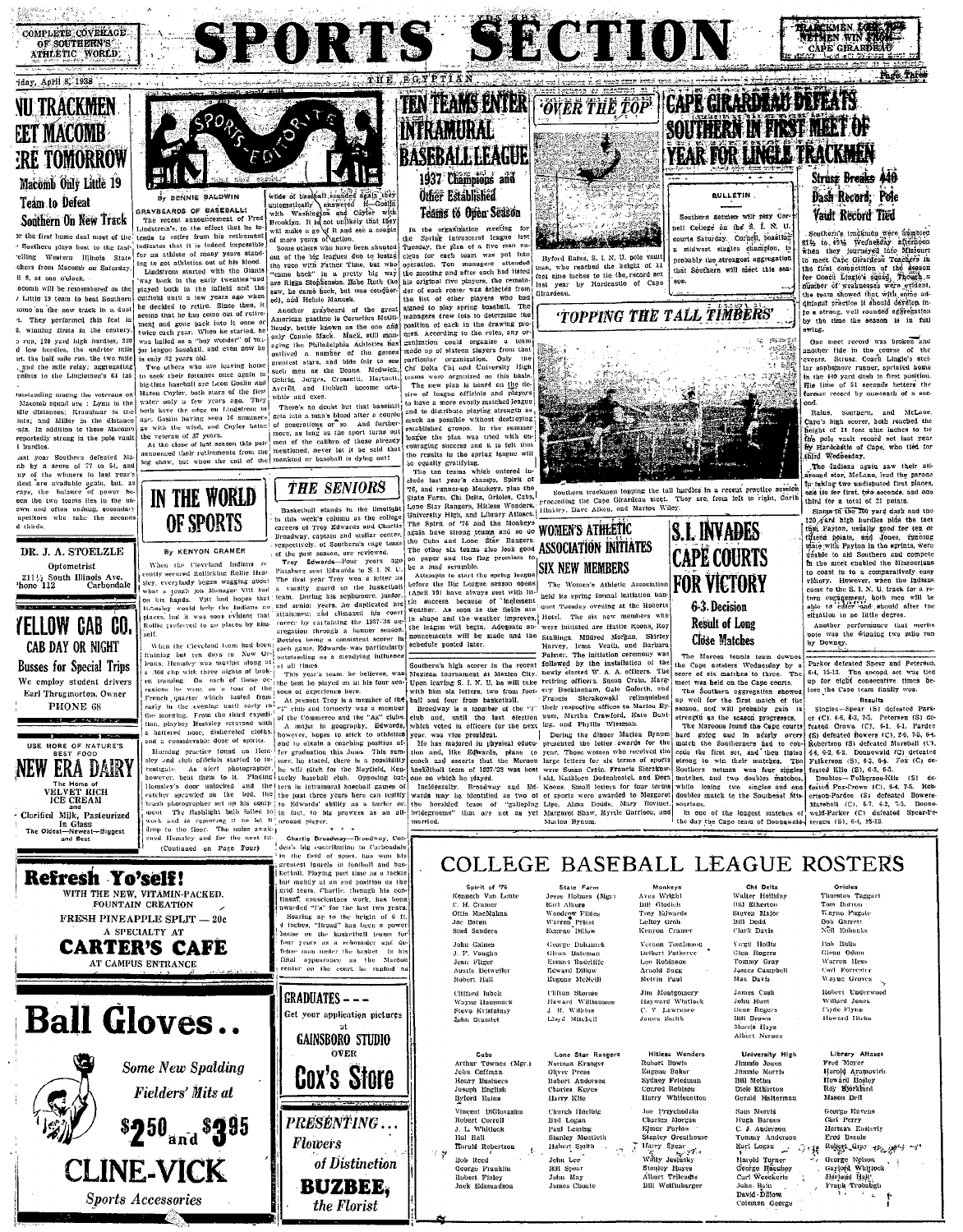COMPLETE COVERAGE OF SOUTHERN'S ATHLETIC WORLD

# SPORTS SECTION

TRACKMEN LOSE; NETMEN WIN FROM CAPE GIRARDEAU

Friday, April 8, 1938 — THE EGYPTIAN

## NU TRACKMEN MEET MACOMB HERE TOMORROW

### Macomb Only Little 19 Team to Defeat Southern On New Track

For the first home dual meet of the season Southern plays host to the fast-travelling Western Illinois State teachers from Macomb on Saturday, April 9, at one o'clock.

Macomb will be remembered as the only Little 19 team to beat Southern at home on the new track in a dual meet. They performed this feat in 1936, winning firsts in the century, 220 run, 120 yard high hurdles, 220 yard low hurdles, the quarter mile, the half mile run, the two mile, and the mile relay, aggregating points to the Lingleites' 61 tal-...

Outstanding among the veterans on the Macomb squad are: Lynn in the middle distances; Krauskaur in the sprints; and Miller in the distance events. In addition to these Macomb reportedly strong in the pole vault and hurdles.

Last year Southern defeated Macomb by a score of 77 to 54, and many of the winners in last year's contest are available again, but, as always, the balance of power between the two teams lies in the unknown and often unsung, secondary competitors who take the seconds and thirds.

---

DR. J. A. STOELZLE
Optometrist
211½ South Illinois Ave.
Phone 112 — Carbondale

---

YELLOW CAB CO.
CAB DAY OR NIGHT
Busses for Special Trips
We employ student drivers
Earl Throgmorton, Owner
PHONE 68

---

USE MORE OF NATURE'S BEST FOOD
NEW ERA DAIRY
The Home of VELVET RICH ICE CREAM and Clarified Milk, Pasteurized In Glass
The Oldest—Newest—Biggest and Best

---

## SPORTS-EDITORIAL

By BENNIE BALDWIN

GRAYBEARDS OF BASEBALL!

The recent announcement of Fred Lindstrom's, to the effect that he intends to retire from his retirement indicates that it is indeed impossible for an athlete of many years standing to get athletics out of his blood.

Lindstrom started with the Giants 'way back in the early twenties and played both in the infield and the outfield until a few years ago when he decided to retire. Since then, it seems that he has come out of retirement and gone back into it once or twice each year. When he started, he was hailed as a "boy wonder" of major league baseball, and even now he is only 32 years old.

Two others who are leaving home to seek their fortunes once again in big-time baseball are Leon Goslin and Hazen Cuyler, both stars of the first water only a few years ago. They both have the edge on Lindstrom in age, Goslin having seen 36 summers go with the wind, and Cuyler being the veteran of 37 years.

At the close of last season this pair announced their retirements from the big show, but when the call of the wilds of baseball sounded again, they automatically answered it—Goslin with Washington and Cuyler with Brooklyn. It is not unlikely that they will make a go of it and see a couple of more years of action.

Some others who have been shunted out of the big leagues due to losing the race with Father Time, but who "came back" in a pretty big way are Riggs Stephenson, Babe Ruth (so saw, he came back, but was conquered), and Heinie Manush.

Another graybeard of the great American pastime is Cornelius McGillicuddy, better known as the one and only Connie Mack. Mack, still managing the Philadelphia Athletics has outlived a number of the game's greatest stars, and bids fair to see such men as the Deans, Medwick, Gehrig, Jurges, Crosetti, Harnett, Averill, and Hubbell become erst-while and exes.

There's no doubt but that baseball gets into a man's blood after a couple of generations or so. And furthermore, as long as the sport turns out men of the calibre of these already mentioned, never let it be said that mankind or baseball is dying out!

---

## IN THE WORLD OF SPORTS

By KENYON CRAMER

When the Cleveland Indians recently secured Rollickin Rollie Hemsley, everybody began wagging about what a tough job Manager Vitt had on his hands. Vitt had hopes that Hemsley would help the Indians no places, but it was soon evident that Rollie preferred to go places by himself.

When the Cleveland team had been training but ten days in New Orleans, Hemsley was moving along at a 300 clip with three nights of broken training. On each of these occasions he went on a tour of the French quarter which lasted from early in the evening until early in the morning. From the third expedition, playboy Hemsley returned with a battered nose, dishevelled clothes, and a considerable dose of spirits.

Morning practice found no Hemsley and club officials started to investigate. An alert photographer, however, beat them to it. Finding Hemsley's door unlocked and the catcher sprawled on the bed, the brash photographer set up his equipment. The flashlight bulb failed to work and in removing it he let it drop to the floor. The noise awakened Hemsley and for the next ...

(Continued on Page Four)

---

## THE SENIORS

Basketball stands in the limelight in this week's column as the college careers of Troy Edwards and Charlie Broadway, captain and stellar center, respectively, of Southern's cage team of the past season, are reviewed.

Troy Edwards—Four years ago Pittsburg sent Edwards to S. I. N. U. The first year Troy won a letter as a varsity guard on the basketball team. During his sophomore, junior, and senior years, he duplicated his attainment and climaxed his court career by captaining the 1937-38 aggregation through a banner season. Besides being a consistent scorer in each game, Edwards was particularly outstanding as a steadying influence at all times.

This year's team, he believes, was the best he played on in his four seasons of experience here.

At present Troy is a member of the "I" club and formerly was a member of the Commerce and the "Ag" clubs. A major in geography, Edwards, however, hopes to enter to athletics and to obtain a coaching position after graduation this June. This summer, he stated, there is a possibility he will pitch for the Mayfield, Kentucky baseball club. Opposing batters in intramural baseball games of the past three years here can testify to Edwards' ability as a hurler on the mound, in fact, to his prowess as an all-around player.

* * *

Charlie Broadway—Broadway, Cobden's big contribution to Carbondale in the field of sport, has won his greatest laurels in football and basketball. Playing part time as a tackle but mainly at an end position on the grid team, Charlie, through his continual, conscientious work, has been awarded "I's" for the last two years.

Soaring up to the height of 6 ft. 4 inches, "Broad" has been a powerhouse on the basketball teams for four years as a rebounder and defense man under the basket. In his final appearance as the Maroon center on the court he racked ...

---

## TEN TEAMS ENTER INTRAMURAL BASEBALL LEAGUE

### 1937 Champions and Other Established Teams to Open Season

In the organization meeting for the Spring intramural league last Tuesday, the plan of a five man nucleus for each team was put into operation. Ten managers attended the meeting and after each had listed his original five players, the remainder of each roster was selected from the list of other players who had signed to play spring baseball. The managers drew lots to determine the position of each in the drawing process. According to the rules, any organization could organize a team made up of sixteen players from that particular organization. Only the Chi Delta Chi and University High teams were organized on this basis.

The new plan is based on the desire of league officials and players to have a more evenly matched league and to distribute playing strength as much as possible without destroying established groups. In the summer league the plan was tried with encouraging success and it is felt that the results in the spring league will be equally gratifying.

The ten teams which entered include last year's champs, Spirit of '76, and runner-up Monkeys, plus the State Farm, Chi Delts, Orioles, Cubs, Lone Star Rangers, Hitless Wonders, University High, and Library Altases. The Spirit of '76 and the Monkeys again have strong teams and so do the Cubs and Lone Star Rangers. The other six teams also look good on paper and the flag promises to be a mad scramble.

Attempts to start the spring league before the Big League season opens (April 19) have always met with little success because of inclement weather. As soon as the fields are in shape and the weather improves, the league will begin. Adequate announcements will be made and the schedule posted later.

---

## 'OVER THE TOP'

Byford Raiss, S. I. N. U. pole vault man, who reached the height of 11 feet nine inches to tie the record set last year by Hardcastle of Cape Girardeau.

---

## 'TOPPING THE TALL TIMBERS'

Southern trackmen topping the tall hurdles in a recent practice session preceeding the Cape Girardeau meet. They are, from left to right, Garth Hinkley, Dave Aiken, and Marion Wiley.

---

## WOMEN'S ATHLETIC ASSOCIATION INITIATES SIX NEW MEMBERS

Southern's high scorer in the recent Mexican tournament at Mexico City. Upon leaving S. I. N. U. he will take with him six letters, two from football and four from basketball.

Broadway is a member of the "I" club and, until the last election which voted in officers for the next year, was vice president.

He has majored in physical education and, like Edwards, plans to coach and asserts that the Maroon basketball team of 1937-'38 was best one on which he played.

Incidentally, Broadway and Edwards may be identified as two of the heralded team of "galloping bridegrooms" that are not as yet married.

The Women's Athletic Association held its spring formal initiation banquet Tuesday evening at the Roberts Hotel. The six new members who were initiated are Hattie Koons, Roy Stallings, Mildred Morgan, Shirley Harvey, Irma Veath, and Barbara Palmer. The initiation ceremony was followed by the installation of the newly elected W. A. A. officers. The retiring officers, Susan Crain, Margery Bucklesham, Gale Goforth, and Francis Sierakowski relinquished their respective offices to Marion Bynum, Martha Crawford, Kate Budding, and Phyllis Wiesman.

During the dinner Marion Bynum presented the letter awards for the year. Those women who received the large letters for six terms of sports were Susan Crain, Francis Sierakowski, Kathleen Dodenhostel, and Doris Koons. Small letters for four terms of sports were awarded to Margaret Lipe, Alma Doidis, Mary Rosine, Margaret Shaw, Myrtle Gorrison, and Marion Bynum.

---

## CAPE GIRARDEAU DEFEATS SOUTHERN IN FIRST MEET OF YEAR FOR LINGLE TRACKMEN

### Strusz Breaks 440 Dash Record; Pole Vault Record Tied

Southern's trackmen were humbled 81½ to 49½ Wednesday afternoon when they journeyed into Missouri to meet Cape Girardeau Teachers in the first competition of the season for Coach Lingle's squad. Though a number of weaknesses were evident, the team showed that with some additional practice it should develop into a strong, well rounded aggregation by the time the season is in full swing.

One meet record was broken and another tide in the course of the events. Strusz, Coach Lingle's stellar sophomore runner, sprinted home in the 440 yard dash in first position. His time of 51 seconds betters the former record by one-tenth of a second.

Raiss, Southern, and McLane, Cape's high scorer, both reached the height of 11 feet nine inches to tie the pole vault record set last year by Hardcastle of Cape, who tied for third Wednesday.

The Indians again saw their all-around star, McLane, lead the parade by taking two undisputed first places, and tie for first, two seconds, and one third for a total of 21 points.

Sloan in the 100 yard dash and the 120 yard high hurdles plus the fact that Payton, usually good for ten or fifteen points, and Jones, running mate with Payton in the sprints, were unable to aid Southern and compete in the meet enabled the Missourians to coast in to a comparatively easy victory. However, when the Indians come to the S. I. N. U. track for a return engagement, both men will be able to compete and should alter the situation in no little degree.

Another performance that merits note was the winning two mile run by Downey.

---

BULLETIN

Southern netmen will play Cornell College on the S. I. N. U. courts Saturday. Cornell, boasting a midwest singles champion, is probably the strongest aggregation that Southern will meet this season.

---

## S.I. INVADES CAPE COURTS FOR VICTORY

### 6-3 Decision Result of Long Close Matches

The Maroon tennis team downed the Cape netsters Wednesday by a score of six matches to three. The meet was held on the Cape courts.

The Southern aggregation showed up well for the first match of the season, and will probably gain in strength as the season progresses.

The Maroons found the Cape courts hard going and in nearly every match the Southerners had to concede the first set, and then finish strong to win their matches. The Southern netmen won four singles matches, and two doubles matches, while losing two singles and one doubles match to the Southeast Missourians.

In one of the longest matches of the day the Cape team of Donnewald-Parker defeated Spear and Peterson, 6-4, 15-13. The second set was tied up for eight consecutive times before the Cape team finally won.

**Results**

Singles—Spear (S) defeated Parker (C), 4-6, 6-3, 7-5. Petersen (S) defeated Crowe (C), 6-1, 6-1. Parker (S) defeated Bowers (C), 2-6, 7-5, 6-4. Robertson (S) defeated Marshall (C), 4-4, 6-2, 6-3. Donnewald (C) defeated Fulkerson (S), 6-2, 6-4. Fox (C) defeated Kile (S), 6-3, 6-3.

Doubles—Fulkerson-Kile (S) defeated Fox-Crowe (C), 6-4, 7-5. Robertson-Pardee (S) defeated Bowers-Marshall (C), 5-7, 6-2, 7-5. Donnewald-Parker (C) defeated Spear-Peterson (S), 6-4, 15-13.

---

Refresh Yo'self!
WITH THE NEW, VITAMIN-PACKED, FOUNTAIN CREATION
FRESH PINEAPPLE SPLIT — 20c
A SPECIALTY AT
CARTER'S CAFE
AT CAMPUS ENTRANCE

---

GRADUATES — — —
Get your application pictures at
GAINSBORO STUDIO
OVER
Cox's Store

---

Ball Gloves..
Some New Spalding Fielders' Mits at
$2.50 and $3.95
CLINE-VICK
Sports Accessories

---

PRESENTING...
Flowers
of Distinction
BUZBEE,
the Florist

---

## COLLEGE BASEBALL LEAGUE ROSTERS

| Spirit of '76 | State Farm | Monkeys | Chi Delts | Orioles |
|---|---|---|---|---|
| Kenneth Van Lente | Jesse Holmes (Mgr.) | Ava Wright | Walter Holliday | Thurston Taggart |
| C. H. Cramer | Earl Albers | Bill Gledich | Bill Etherton | Tom Barron |
| Ottis MacMahan | Woodrow Fildes | Troy Edwards | Steven Major | Wayne Pugate |
| Joe Boren | Warren Priest | LeRoy Groh | Bill Dodd | Bob Garrett |
| Sam Sanders | Eugene Dillow | Kenyon Cramer | Clark Davis | Neil Eubanks |
| John Gaines | George Dohamch | Vernon Tomlinson | Virgil Hollis | Bob Bullis |
| J. T. Vaughn | Glenn Bateman | Delbert Patherree | Glen Rogers | Glenn Odum |
| Jean Fliger | Emmet Radcliffe | Leo Robinson | Tommy Gray | Warren Hess |
| Austin Detweiler | Edward Dillow | Arnold Sugg | James Campbell | Carl Forrester |
| Robert Hall | Eugene McNeill | Melvin Paul | Max Davis | Wayne Groves |
| Clifford Imbeck | Clifton Stone | Jim Montgomery | James Cash | Robert Underwood |
| Wayne Hammack | Howard Williamson | Hayword Whitlock | John Hunt | Willard Jones |
| Steve Kristoff | J. R. Wilkins | C. V. Lawrence | Gene Rogers | Clyde Flynn |
| John Brandet | Lloyd Mitchell | James Smith | Bill Brown | Howard Hicks |
| | | | Morris Hays | |
| | | | Albert Nerone | |

| Cubs | Lone Star Rangers | Hitless Wonders | University High | Library Altases |
|---|---|---|---|---|
| Arthur Townes (Mgr.) | Norman Krueger | Robert Bowie | Jimmie Jones | Fred Moyer |
| John Coffman | Oliver Press | Eugene Baker | Jimmie Morris | Harold Aramovich |
| Henry Boulevs | Robert Anderson | Sydney Friedman | Bill Melin | Howard Hosley |
| Joseph English | Charles Keyes | Conrad Robison | Dick Etherton | Ray Bjorklund |
| Byford Raiss | Harry Kile | Harry Whitecotton | Gerald Halterman | Mason Bell |
| Vincent DiGiovanna | Church Hoelbig | Joe Przychodzin | Sam Morris | George Havens |
| Robert Correll | Bud Logan | Charles Morgan | Hugh Barnes | Carl Perry |
| J. L. Whitlock | Paul Lessing | Elmer Furlow | C. J. Anderson | Herman Easterly |
| Hal Hall | Stanley Mentleith | Stanley Greathouse | Tommy Anderson | Fred Basolo |
| Harold Robertson | Hubert Smith | Harry Spear | Earl Logan | Robert Gray |
| Bob Reed | John Lee | Willy Jasinsky | Harold Turner | George Nelson |
| George Franklin | Bill Spear | Stanley Hayes | George Hemphey | Gaylord Whitlock |
| Robert Finley | John May | Albert Trieadis | Carl Woeckerle | Harland Hall |
| Jack Edmundson | James Choate | Bill Woltenbarger | John Hein | Frank Trobaugh |
| | | | David Dillow | |
| | | | Coleman George | |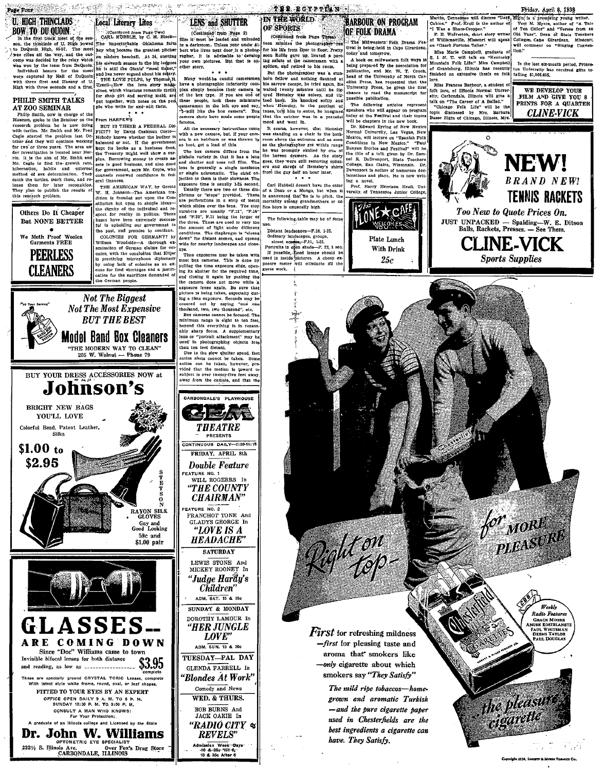## U. HIGH THINCLADS BOW TO DU QUOIN

In the first track meet of the season, the thinclads of U. High bowed to DuQuoin High, 65-57. The meet was close all the way, and the outcome was decided by the relay which was won by the team from DuQuoin.

Individual honors for the meet were captured by Hall of DuQuoin with three first and Hasony of U. High with three seconds and a first.

## PHILIP SMITH TALKS AT ZOO SEMINAR

Philip Smith, now in charge of the Museum, spoke to the Seminar on the research problem he is now doing with turtles. Mr. Smith and Mr. Fred Cagle started the problem last October and they will continue working for two or three years. The area under investigation is located near Herrin. It is the aim of Mr. Smith and Mr. Cagle to find the growth rate, hibernation, habits and external method of sex determination. They catch the turtles, mark them, and release them for later recognition. They plan to publish the results of this research problem.

**Others Do It Cheaper But NONE BETTER**

We Moth Proof Woolen Garments FREE

**PEERLESS CLEANERS**

## Local Literary Lites

(Continued from Page Two)

CARL HUBBELL, by C. M. Blackford. The imperturbable Oklahoma farm boy who became the greatest pitcher in modern baseball. At 34, starting his eleventh season in the big leagues he is still the Giants' "meal ticket," and has never argued about his salary.

THE LOVE PULPS, by Thomas H. Uzzell—How the love story magazines, with vicarious romantic thrills for shop girl and serving maid, are put together, with notes on the people who write for and edit them.

\* \* \*

From HARPER'S

BUT IS THERE A FEDERAL DEFICIT? by David Cushman Coyle—Nobody knows whether the budget is balanced or not. If the government kept its books as a business does, the Treasury might well show a surplus. Borrowing money to create assets is good business, and also good for government, says Mr. Coyle, who counsels renewed confidence in federal finances.

THE AMERICAN WAY, by Gerald W. H. Johnson—The American tradition is founded not upon the Constitution but upon a simple idea—the dignity of the individual and respect for reality in politics. These bases have been extremely successful in upholding our government in the past, and promise to continue.

COLONIES FOR GERMANY? by Willson Woodside—A thorough examination of German claims for colonies, with the conclusion that Hitler is practicing microphone diplomacy by using lack of colonies as an excuse for food shortages and a justification for the sacrifices demanded of the German people.

**Not The Biggest Not The Most Expensive BUT THE BEST**

**Model Band Box Cleaners**

"THE MODERN WAY TO CLEAN"

205 W. Walnut — Phone 79

BUY YOUR DRESS ACCESSORIES NOW at

**Johnson's**

BRIGHT NEW BAGS YOU'LL LOVE

Colorful Bead, Patent Leather, Silks

**$1.00 to $2.95**

STETSON RAYON SILK GLOVES

Gay and Good Looking

59c and $1.00 pair

**GLASSES— ARE COMING DOWN**

Since "Doc" Williams came to town

Invisible bifocal lenses for both distance and reading, as low as ........ **$3.95** complete

These are specially ground CRYSTAL TORIC Lenses, complete With latest style white frame, round, oval, or leaf shapes.

FITTED TO YOUR EYES BY AN EXPERT

OFFICE OPEN DAILY 9 A. M. TO 6 P. M. SUNDAY 12:30 P. M. TO 3:00 P. M.

CONSULT A MAN WHO KNOWS! For Your Protection;

A graduate of an Illinois college and Licensed by the State

**Dr. John W. Williams**

OPTOMETRIC EYE SPECIALIST

222½ S. Illinois Ave. Over Fox's Drug Store

CARBONDALE, ILLINOIS

## LENS and SHUTTER

(Continued from Page 2)

film it must be loaded and unloaded in a darkroom. Unless your uncle Albert who lives next door is a photographer, it is advisable to develop your own pictures. But that is another story.

\* \* \*

Many would-be candid cameramen have a photographic inferiority complex simply because their camera is of the box type. If you are one of these people, look these miniature cameramen in the left eye and say, "I still like the box camera". Box camera shots have made some people famous.

All the necessary instructions come with a new camera, but, if your camera is an heirloom or was thrown in as boot, get a load of this.

The box camera differs from the pinhole variety in that it has a lens and shutter and uses roll film. The lens is generally a single meniscus or single achromatic. The chief objection to them is their slowness. The exposure time is usually 1-25 second.

Usually there are two or three diaphrams or "stops" provided. These are perforations in a strip of metal which slides over the lens. The stop numbers are usually "F.11", "F.16" and "F.22", F.11 being the larger of the three. These are used to vary the the amount of light under different conditions. The diaphragm is "closed down" for distant scenes, and opened wide for nearby landscapes and closeups.

Time exposures may be taken with most box cameras. This is done by pulling the time exposure slide, opening its shutter for the required time, and closing it again by pushing the the camera does not move while a exposure lense again. Be sure that picture is being taken, especially during a time exposure. Seconds may be counted out by saying "one one thousand, two, two thousand", etc.

Box cameras cannot be focused. The minimum range is eight to ten feet, beyond this everything is in reasonably sharp focus. A supplementary lens or "portrait attachment" may be used in photographing objects less than ten feet distant.

Due to the slow shutter speed, fast action shots cannot be taken. Some action can be taken, however, provided that the motion is toward or subject is over twenty-five feet away, away from the camera, and that the

CARBONDALE'S PLAYHOUSE

**GEM THEATRE**

PRESENTS

CONTINUOUS DAILY—2:30-11:15

**FRIDAY, APRIL 8th**

*Double Feature*

FEATURE NO. 1

WILL ROGERS In *"THE COUNTY CHAIRMAN"*

FEATURE NO. 2

FRANCHOT TONE And GLADYS GEORGE In *"LOVE IS A HEADACHE"*

**SATURDAY**

LEWIS STONE And MICKEY ROONEY In *"Judge Hardy's Children"*

ADM. SAT. 10 & 25c

**SUNDAY & MONDAY**

DOROTHY LAMOUR In *"HER JUNGLE LOVE"*

ADM. SUN. 10 & 30c

**TUESDAY—PAL DAY**

GLENDA FARRELL In *"Blondes At Work"*

Comedy and News

**WED. & THURS.**

BOB BURNS And JACK OAKIE In *"RADIO CITY REVELS"*

Admission Week-Days 10 & 25c Till 6; 10 & 30c After 6

## IN THE WORLD OF SPORTS

(Continued from Page Three)

teen minutes the photographer ran for his life from floor to floor. Pretty soon Rollie gave up, issued a parting salute at the cameraman with a spittoon, and retired to his room.

But the photographer was a stubborn fellow and nothing daunted at his narrow escape, he tried again. He waited twenty minutes until he figured Hemsley was asleep, and tiptoed back. He knocked softly and when Hemsley, in the gentlest of tones, told him to enter, he imagined that the catcher was in a peaceful mood and went in.

It seems, however, that Hemsley was standing on a chair in the bathroom above the entrance and as soon as the photographer got within range he was promptly skulled by one of the bureau drawers. As the story goes, they were still removing splinters and shreds of Hemsley's shirts from the guy half an hour later.

\* \* \*

Carl Hubbell doesn't have the color of a Dean or a Hemsley, but when it is announced that he is to pitch, the mortality among grandmothers or office boys is unusually high.

The following table may be of some use.

Distant landscapes—F.16, 1-25.

Ordinary landscapes, groups, street scenes—F.11, 1-25.

Portraits in open shade—F. 22, 1 sec.

If possible, flood lamps should be used in inside pictures. A cheap exposure meter will eliminate all the guess work.

## BARBOUR ON PROGRAM OF FOLK DRAMA

The Midwestern Folk Drama Festival is being held in Cape Girardeau today and tomorrow.

A book on midwestern folk ways is being prepared by the association for publication, and Mr. W. T. Couch, head of the University of North Carolina Press, has requested that the University Press, be given the first chance to read the manuscript for possible publication.

The following articles represent speakers who will appear on program today at the Festival and their topics will be chapters in the new book.

Dr. Edward Eyring of New Mexico Normal University, Las Vegas, New Mexico, will lecture on "Spanish Folk Conditions in New Mexico." "Paul Bunyan Stories and Festival" will be the title of a talk given by Dr. Samuel R. DaDevenport, State Teachers College, Eau Claire, Wisconsin. Dr. Davenport is author of numerous declamations and plays. He is now writing a novel.

Prof. Harry Harrison Kroll, University of Tennessee Junior College, Martin, Tennessee will discuss "Dark Cabins." Prof. Kroll is the author of "I Was a Share-Cropper."

F. E. Wolverton, short story writer of Williamsville, Missouri will speak on "Ozark Fortune Teller."

Miss Marie Campbell, graduate of S. I. N. U. will talk on "Kentucky Mountain Folk Life." Miss Campbell of Grantsburg, Illinois has recently finished an extensive thesis on folk lore.

Miss Frances Barbour, a student of folk lore, of Illinois Normal University, Carbondale, Illinois will give a talk on "The Career of A Ballad."

"Chicago Folk Life" will be the topic discussed by Mrs. Barbara Dasse Elgin of Chicago, Illinois, Mrs. Elgin is a promising young writer.

Vest M. Myers, author of "A Tale of Ten Cities" and "Verses from an Old Vase", Dean of State Teachers College, Cape Girardeau, Missouri, will comment on "Singing Convention."

In the last six-month period, Princeton University has received gifts totalling $1,066,605.

WE DEVELOP YOUR FILM AND GIVE YOU 8 PRINTS FOR A QUARTER

*CLINE-VICK*

The LONE STAR CAFE WELCOMES YOU

Plate Lunch With Drink 25c

**NEW!** *BRAND NEW!*

**TENNIS RACKETS**

*Too New to Quote Prices On.*

JUST UNPACKED — Spalding—W. E. Ditson Balls, Rackets, Presses. — See Them.

**CLINE-VICK** *Sports Supplies*

*Right on top—* *for MORE PLEASURE*

***First** for refreshing mildness —first for pleasing taste and aroma that smokers like —only cigarette about which smokers say "They Satisfy"*

*The mild ripe tobaccos—home-grown and aromatic Turkish —and the pure cigarette paper used in Chesterfields are the best ingredients a cigarette can have. They Satisfy.*

*Weekly Radio Features*

GRACE MOORE ANDRE KOSTELANETZ PAUL WHITEMAN DEEMS TAYLOR PAUL DOUGLAS

*...the pleasure cigarette*

Copyright 1938, Liggett & Myers Tobacco Co.